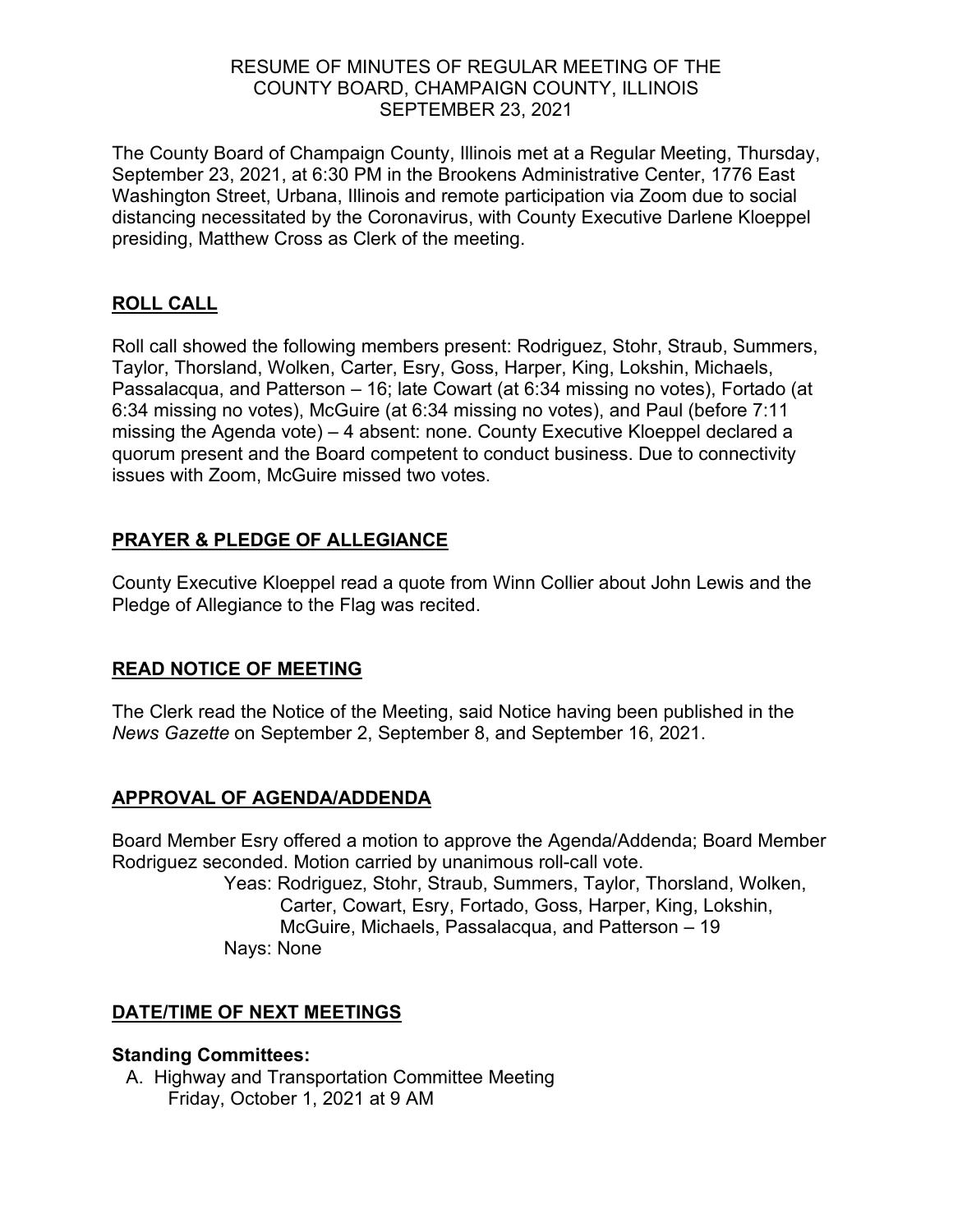# RESUME OF MINUTES OF REGULAR MEETING OF THE COUNTY BOARD, CHAMPAIGN COUNTY, ILLINOIS SEPTEMBER 23, 2021

The County Board of Champaign County, Illinois met at a Regular Meeting, Thursday, September 23, 2021, at 6:30 PM in the Brookens Administrative Center, 1776 East Washington Street, Urbana, Illinois and remote participation via Zoom due to social distancing necessitated by the Coronavirus, with County Executive Darlene Kloeppel presiding, Matthew Cross as Clerk of the meeting.

## ROLL CALL

Roll call showed the following members present: Rodriguez, Stohr, Straub, Summers, Taylor, Thorsland, Wolken, Carter, Esry, Goss, Harper, King, Lokshin, Michaels, Passalacqua, and Patterson – 16; late Cowart (at 6:34 missing no votes), Fortado (at 6:34 missing no votes), McGuire (at 6:34 missing no votes), and Paul (before 7:11 missing the Agenda vote) – 4 absent: none. County Executive Kloeppel declared a quorum present and the Board competent to conduct business. Due to connectivity issues with Zoom, McGuire missed two votes.

## PRAYER & PLEDGE OF ALLEGIANCE

County Executive Kloeppel read a quote from Winn Collier about John Lewis and the Pledge of Allegiance to the Flag was recited.

## READ NOTICE OF MEETING

The Clerk read the Notice of the Meeting, said Notice having been published in the *News Gazette* on September 2, September 8, and September 16, 2021.

## APPROVAL OF AGENDA/ADDENDA

Board Member Esry offered a motion to approve the Agenda/Addenda; Board Member Rodriguez seconded. Motion carried by unanimous roll-call vote.

Yeas: Rodriguez, Stohr, Straub, Summers, Taylor, Thorsland, Wolken, Carter, Cowart, Esry, Fortado, Goss, Harper, King, Lokshin, McGuire, Michaels, Passalacqua, and Patterson – 19

Nays: None

## DATE/TIME OF NEXT MEETINGS

### Standing Committees:

A. Highway and Transportation Committee Meeting
   Friday, October 1, 2021 at 9 AM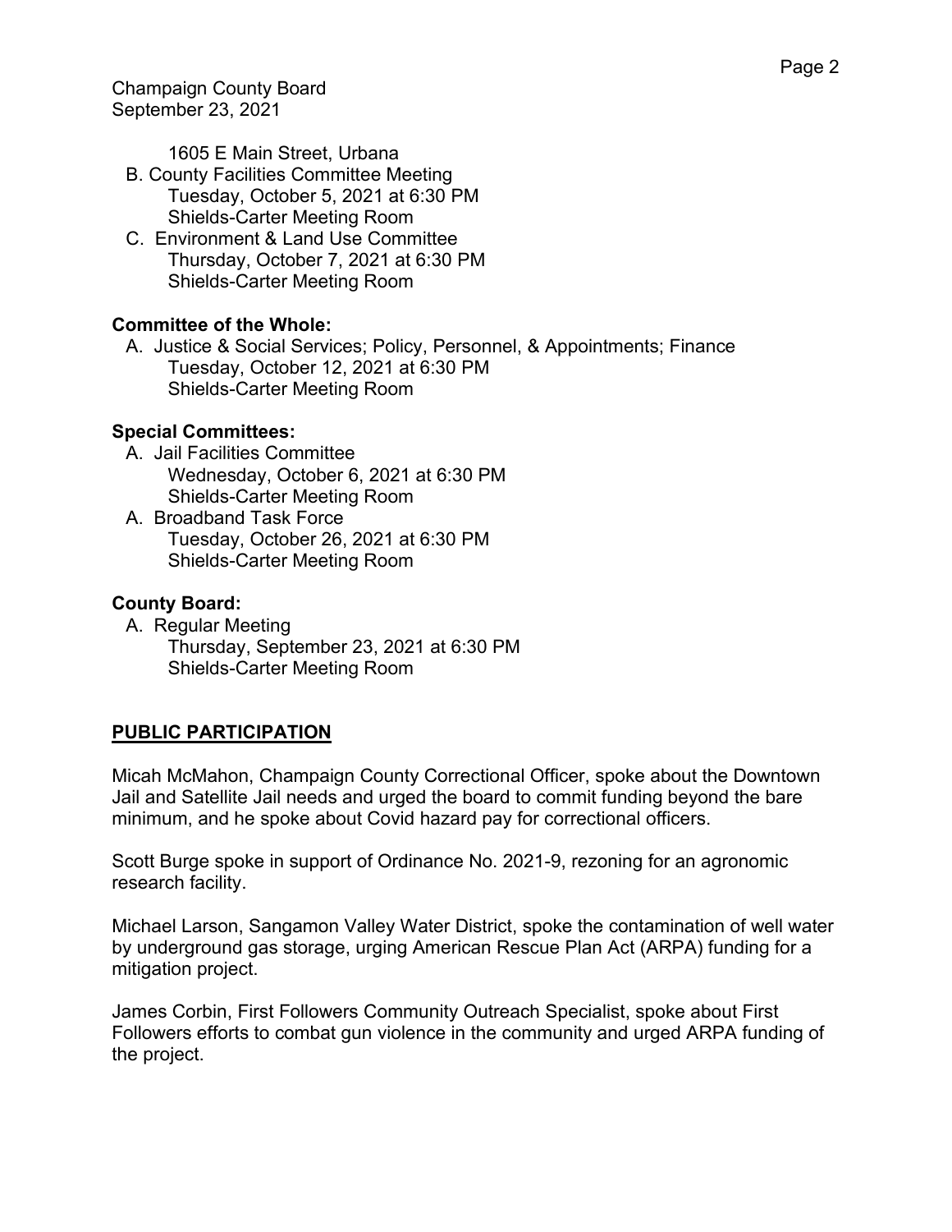1605 E Main Street, Urbana

B. County Facilities Committee Meeting
   Tuesday, October 5, 2021 at 6:30 PM
   Shields-Carter Meeting Room

C. Environment & Land Use Committee
   Thursday, October 7, 2021 at 6:30 PM
   Shields-Carter Meeting Room

**Committee of the Whole:**

A. Justice & Social Services; Policy, Personnel, & Appointments; Finance
   Tuesday, October 12, 2021 at 6:30 PM
   Shields-Carter Meeting Room

**Special Committees:**

A. Jail Facilities Committee
   Wednesday, October 6, 2021 at 6:30 PM
   Shields-Carter Meeting Room

A. Broadband Task Force
   Tuesday, October 26, 2021 at 6:30 PM
   Shields-Carter Meeting Room

**County Board:**

A. Regular Meeting
   Thursday, September 23, 2021 at 6:30 PM
   Shields-Carter Meeting Room

## PUBLIC PARTICIPATION

Micah McMahon, Champaign County Correctional Officer, spoke about the Downtown Jail and Satellite Jail needs and urged the board to commit funding beyond the bare minimum, and he spoke about Covid hazard pay for correctional officers.

Scott Burge spoke in support of Ordinance No. 2021-9, rezoning for an agronomic research facility.

Michael Larson, Sangamon Valley Water District, spoke the contamination of well water by underground gas storage, urging American Rescue Plan Act (ARPA) funding for a mitigation project.

James Corbin, First Followers Community Outreach Specialist, spoke about First Followers efforts to combat gun violence in the community and urged ARPA funding of the project.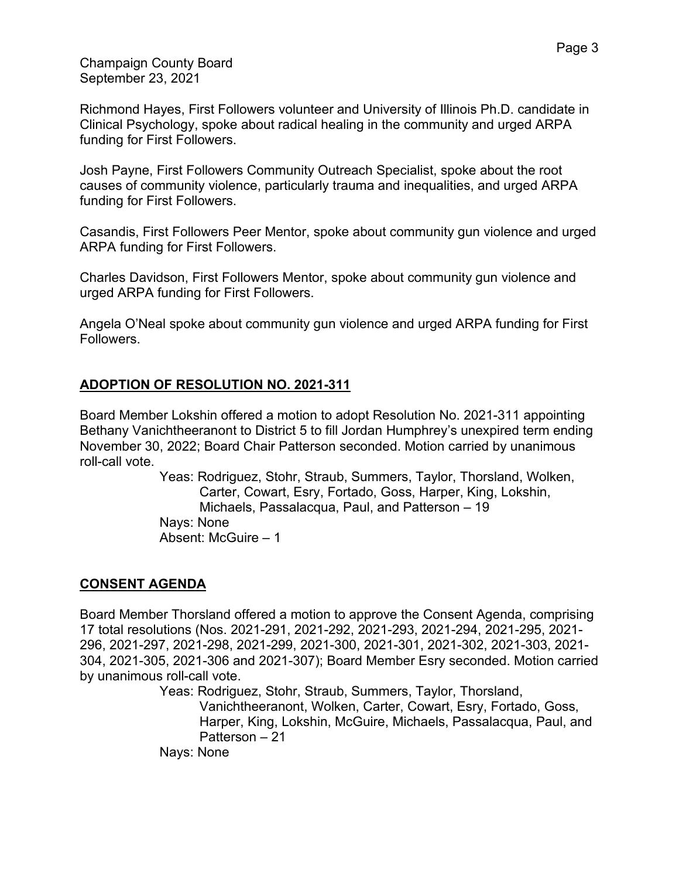Richmond Hayes, First Followers volunteer and University of Illinois Ph.D. candidate in Clinical Psychology, spoke about radical healing in the community and urged ARPA funding for First Followers.

Josh Payne, First Followers Community Outreach Specialist, spoke about the root causes of community violence, particularly trauma and inequalities, and urged ARPA funding for First Followers.

Casandis, First Followers Peer Mentor, spoke about community gun violence and urged ARPA funding for First Followers.

Charles Davidson, First Followers Mentor, spoke about community gun violence and urged ARPA funding for First Followers.

Angela O'Neal spoke about community gun violence and urged ARPA funding for First Followers.

## ADOPTION OF RESOLUTION NO. 2021-311

Board Member Lokshin offered a motion to adopt Resolution No. 2021-311 appointing Bethany Vanichtheeranont to District 5 to fill Jordan Humphrey's unexpired term ending November 30, 2022; Board Chair Patterson seconded. Motion carried by unanimous roll-call vote.

Yeas: Rodriguez, Stohr, Straub, Summers, Taylor, Thorsland, Wolken, Carter, Cowart, Esry, Fortado, Goss, Harper, King, Lokshin, Michaels, Passalacqua, Paul, and Patterson – 19
Nays: None
Absent: McGuire – 1

## CONSENT AGENDA

Board Member Thorsland offered a motion to approve the Consent Agenda, comprising 17 total resolutions (Nos. 2021-291, 2021-292, 2021-293, 2021-294, 2021-295, 2021-296, 2021-297, 2021-298, 2021-299, 2021-300, 2021-301, 2021-302, 2021-303, 2021-304, 2021-305, 2021-306 and 2021-307); Board Member Esry seconded. Motion carried by unanimous roll-call vote.

Yeas: Rodriguez, Stohr, Straub, Summers, Taylor, Thorsland, Vanichtheeranont, Wolken, Carter, Cowart, Esry, Fortado, Goss, Harper, King, Lokshin, McGuire, Michaels, Passalacqua, Paul, and Patterson – 21
Nays: None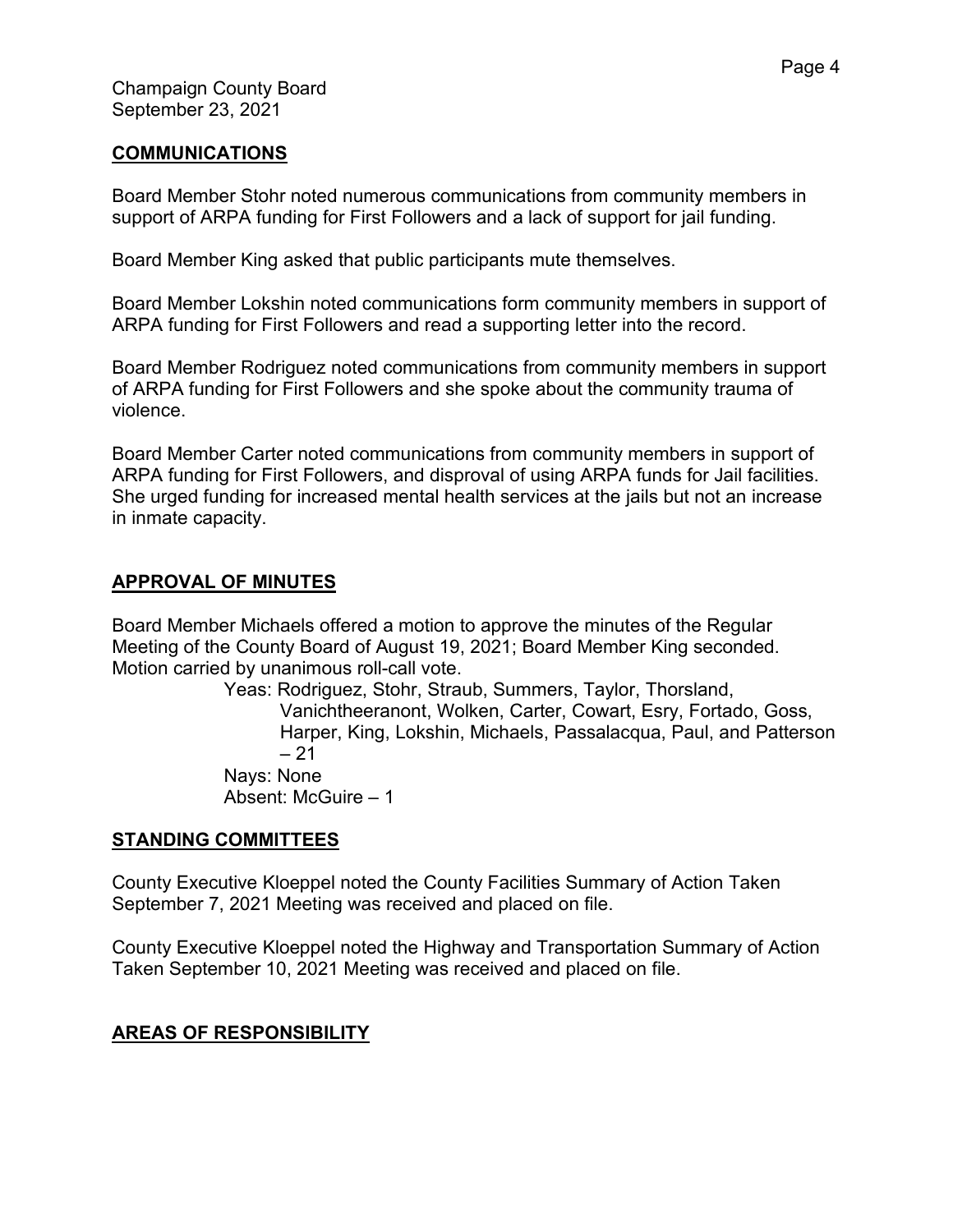Champaign County Board
September 23, 2021

## COMMUNICATIONS

Board Member Stohr noted numerous communications from community members in support of ARPA funding for First Followers and a lack of support for jail funding.

Board Member King asked that public participants mute themselves.

Board Member Lokshin noted communications form community members in support of ARPA funding for First Followers and read a supporting letter into the record.

Board Member Rodriguez noted communications from community members in support of ARPA funding for First Followers and she spoke about the community trauma of violence.

Board Member Carter noted communications from community members in support of ARPA funding for First Followers, and disproval of using ARPA funds for Jail facilities. She urged funding for increased mental health services at the jails but not an increase in inmate capacity.

## APPROVAL OF MINUTES

Board Member Michaels offered a motion to approve the minutes of the Regular Meeting of the County Board of August 19, 2021; Board Member King seconded. Motion carried by unanimous roll-call vote.

Yeas: Rodriguez, Stohr, Straub, Summers, Taylor, Thorsland, Vanichtheeranont, Wolken, Carter, Cowart, Esry, Fortado, Goss, Harper, King, Lokshin, Michaels, Passalacqua, Paul, and Patterson – 21
Nays: None
Absent: McGuire – 1

## STANDING COMMITTEES

County Executive Kloeppel noted the County Facilities Summary of Action Taken September 7, 2021 Meeting was received and placed on file.

County Executive Kloeppel noted the Highway and Transportation Summary of Action Taken September 10, 2021 Meeting was received and placed on file.

## AREAS OF RESPONSIBILITY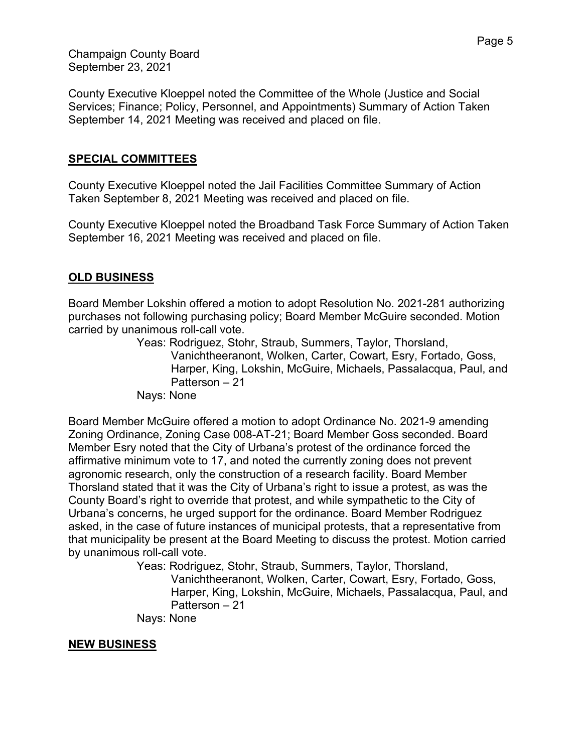County Executive Kloeppel noted the Committee of the Whole (Justice and Social Services; Finance; Policy, Personnel, and Appointments) Summary of Action Taken September 14, 2021 Meeting was received and placed on file.

## SPECIAL COMMITTEES

County Executive Kloeppel noted the Jail Facilities Committee Summary of Action Taken September 8, 2021 Meeting was received and placed on file.

County Executive Kloeppel noted the Broadband Task Force Summary of Action Taken September 16, 2021 Meeting was received and placed on file.

## OLD BUSINESS

Board Member Lokshin offered a motion to adopt Resolution No. 2021-281 authorizing purchases not following purchasing policy; Board Member McGuire seconded. Motion carried by unanimous roll-call vote.

Yeas: Rodriguez, Stohr, Straub, Summers, Taylor, Thorsland, Vanichtheeranont, Wolken, Carter, Cowart, Esry, Fortado, Goss, Harper, King, Lokshin, McGuire, Michaels, Passalacqua, Paul, and Patterson – 21

Nays: None

Board Member McGuire offered a motion to adopt Ordinance No. 2021-9 amending Zoning Ordinance, Zoning Case 008-AT-21; Board Member Goss seconded. Board Member Esry noted that the City of Urbana's protest of the ordinance forced the affirmative minimum vote to 17, and noted the currently zoning does not prevent agronomic research, only the construction of a research facility. Board Member Thorsland stated that it was the City of Urbana's right to issue a protest, as was the County Board's right to override that protest, and while sympathetic to the City of Urbana's concerns, he urged support for the ordinance. Board Member Rodriguez asked, in the case of future instances of municipal protests, that a representative from that municipality be present at the Board Meeting to discuss the protest. Motion carried by unanimous roll-call vote.

Yeas: Rodriguez, Stohr, Straub, Summers, Taylor, Thorsland, Vanichtheeranont, Wolken, Carter, Cowart, Esry, Fortado, Goss, Harper, King, Lokshin, McGuire, Michaels, Passalacqua, Paul, and Patterson – 21

Nays: None

## NEW BUSINESS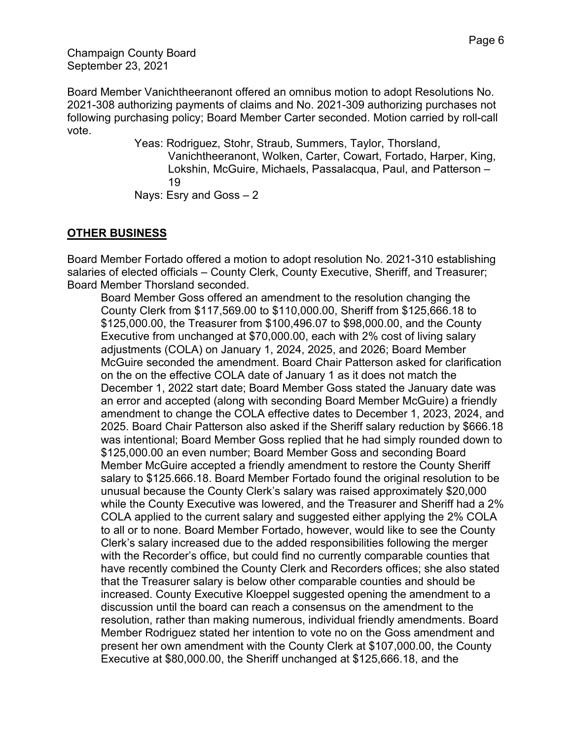Board Member Vanichtheeranont offered an omnibus motion to adopt Resolutions No. 2021-308 authorizing payments of claims and No. 2021-309 authorizing purchases not following purchasing policy; Board Member Carter seconded. Motion carried by roll-call vote.

> Yeas: Rodriguez, Stohr, Straub, Summers, Taylor, Thorsland, Vanichtheeranont, Wolken, Carter, Cowart, Fortado, Harper, King, Lokshin, McGuire, Michaels, Passalacqua, Paul, and Patterson – 19
>
> Nays: Esry and Goss – 2

## OTHER BUSINESS

Board Member Fortado offered a motion to adopt resolution No. 2021-310 establishing salaries of elected officials – County Clerk, County Executive, Sheriff, and Treasurer; Board Member Thorsland seconded.

> Board Member Goss offered an amendment to the resolution changing the County Clerk from $117,569.00 to $110,000.00, Sheriff from $125,666.18 to $125,000.00, the Treasurer from $100,496.07 to $98,000.00, and the County Executive from unchanged at $70,000.00, each with 2% cost of living salary adjustments (COLA) on January 1, 2024, 2025, and 2026; Board Member McGuire seconded the amendment. Board Chair Patterson asked for clarification on the on the effective COLA date of January 1 as it does not match the December 1, 2022 start date; Board Member Goss stated the January date was an error and accepted (along with seconding Board Member McGuire) a friendly amendment to change the COLA effective dates to December 1, 2023, 2024, and 2025. Board Chair Patterson also asked if the Sheriff salary reduction by $666.18 was intentional; Board Member Goss replied that he had simply rounded down to $125,000.00 an even number; Board Member Goss and seconding Board Member McGuire accepted a friendly amendment to restore the County Sheriff salary to $125.666.18. Board Member Fortado found the original resolution to be unusual because the County Clerk's salary was raised approximately $20,000 while the County Executive was lowered, and the Treasurer and Sheriff had a 2% COLA applied to the current salary and suggested either applying the 2% COLA to all or to none. Board Member Fortado, however, would like to see the County Clerk's salary increased due to the added responsibilities following the merger with the Recorder's office, but could find no currently comparable counties that have recently combined the County Clerk and Recorders offices; she also stated that the Treasurer salary is below other comparable counties and should be increased. County Executive Kloeppel suggested opening the amendment to a discussion until the board can reach a consensus on the amendment to the resolution, rather than making numerous, individual friendly amendments. Board Member Rodriguez stated her intention to vote no on the Goss amendment and present her own amendment with the County Clerk at $107,000.00, the County Executive at $80,000.00, the Sheriff unchanged at $125,666.18, and the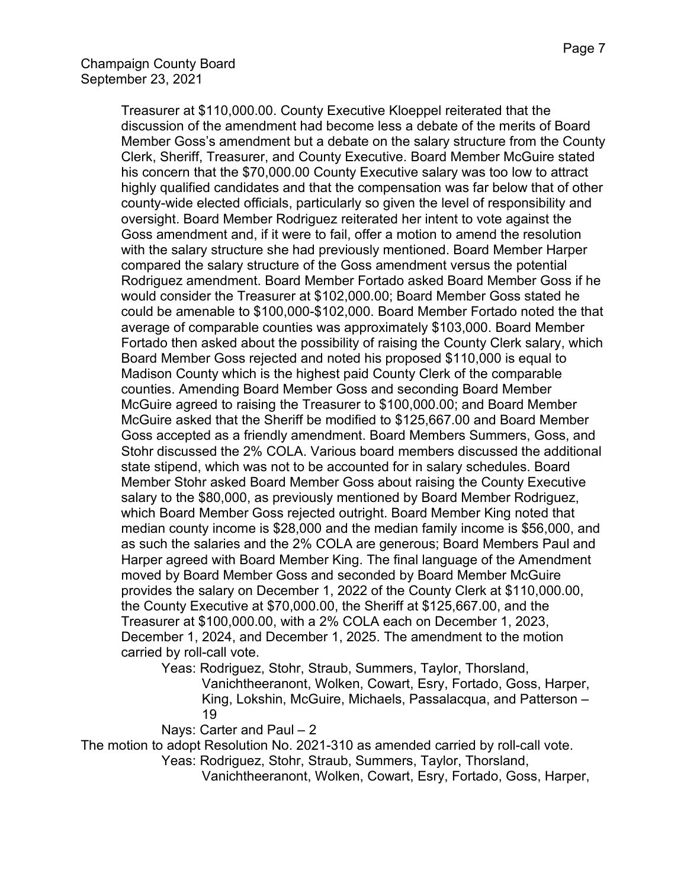Treasurer at $110,000.00. County Executive Kloeppel reiterated that the discussion of the amendment had become less a debate of the merits of Board Member Goss's amendment but a debate on the salary structure from the County Clerk, Sheriff, Treasurer, and County Executive. Board Member McGuire stated his concern that the $70,000.00 County Executive salary was too low to attract highly qualified candidates and that the compensation was far below that of other county-wide elected officials, particularly so given the level of responsibility and oversight. Board Member Rodriguez reiterated her intent to vote against the Goss amendment and, if it were to fail, offer a motion to amend the resolution with the salary structure she had previously mentioned. Board Member Harper compared the salary structure of the Goss amendment versus the potential Rodriguez amendment. Board Member Fortado asked Board Member Goss if he would consider the Treasurer at $102,000.00; Board Member Goss stated he could be amenable to $100,000-$102,000. Board Member Fortado noted the that average of comparable counties was approximately $103,000. Board Member Fortado then asked about the possibility of raising the County Clerk salary, which Board Member Goss rejected and noted his proposed $110,000 is equal to Madison County which is the highest paid County Clerk of the comparable counties. Amending Board Member Goss and seconding Board Member McGuire agreed to raising the Treasurer to $100,000.00; and Board Member McGuire asked that the Sheriff be modified to $125,667.00 and Board Member Goss accepted as a friendly amendment. Board Members Summers, Goss, and Stohr discussed the 2% COLA. Various board members discussed the additional state stipend, which was not to be accounted for in salary schedules. Board Member Stohr asked Board Member Goss about raising the County Executive salary to the $80,000, as previously mentioned by Board Member Rodriguez, which Board Member Goss rejected outright. Board Member King noted that median county income is $28,000 and the median family income is $56,000, and as such the salaries and the 2% COLA are generous; Board Members Paul and Harper agreed with Board Member King. The final language of the Amendment moved by Board Member Goss and seconded by Board Member McGuire provides the salary on December 1, 2022 of the County Clerk at $110,000.00, the County Executive at $70,000.00, the Sheriff at $125,667.00, and the Treasurer at $100,000.00, with a 2% COLA each on December 1, 2023, December 1, 2024, and December 1, 2025. The amendment to the motion carried by roll-call vote.

Yeas: Rodriguez, Stohr, Straub, Summers, Taylor, Thorsland, Vanichtheeranont, Wolken, Cowart, Esry, Fortado, Goss, Harper, King, Lokshin, McGuire, Michaels, Passalacqua, and Patterson – 19

Nays: Carter and Paul – 2

The motion to adopt Resolution No. 2021-310 as amended carried by roll-call vote.

Yeas: Rodriguez, Stohr, Straub, Summers, Taylor, Thorsland, Vanichtheeranont, Wolken, Cowart, Esry, Fortado, Goss, Harper,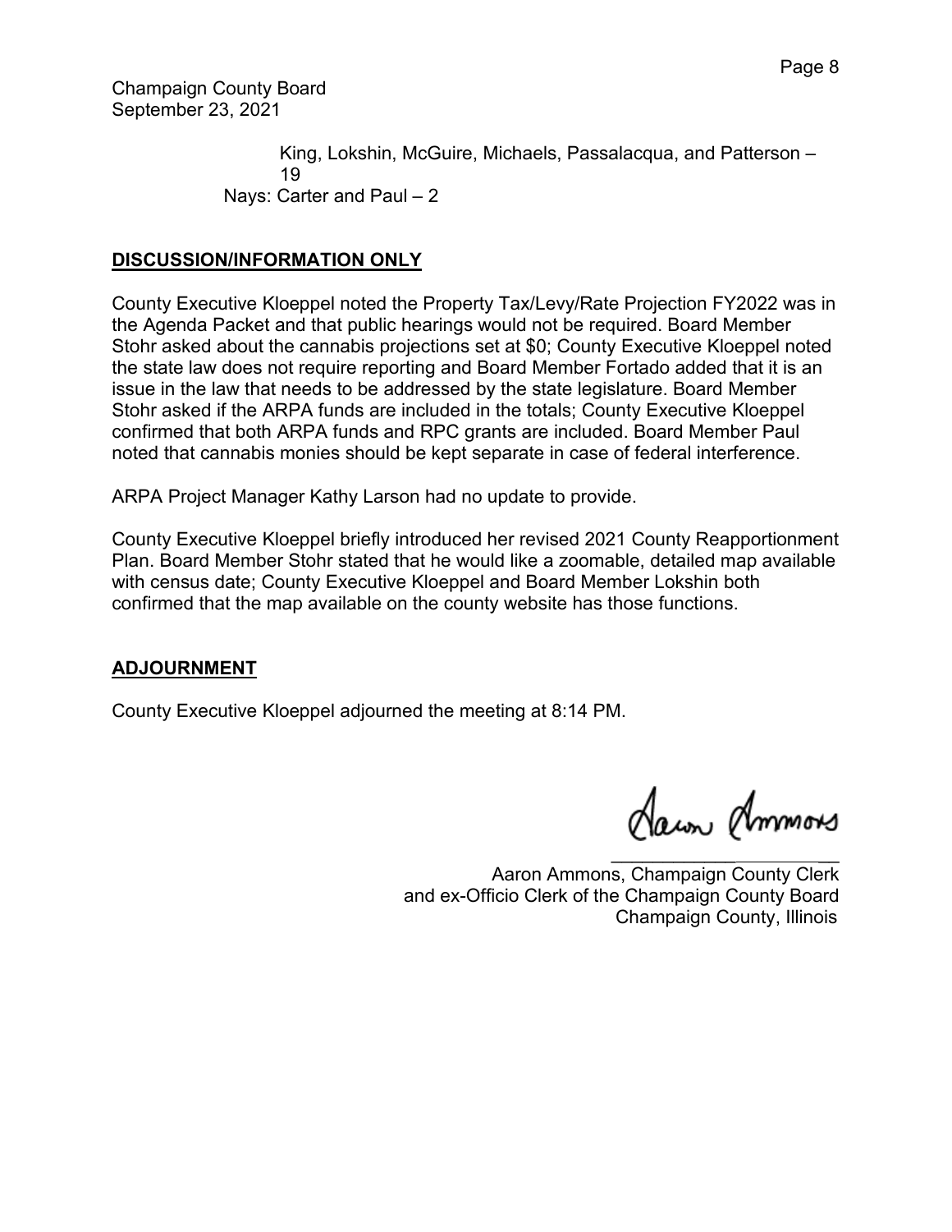King, Lokshin, McGuire, Michaels, Passalacqua, and Patterson – 19

Nays: Carter and Paul – 2

## DISCUSSION/INFORMATION ONLY

County Executive Kloeppel noted the Property Tax/Levy/Rate Projection FY2022 was in the Agenda Packet and that public hearings would not be required. Board Member Stohr asked about the cannabis projections set at $0; County Executive Kloeppel noted the state law does not require reporting and Board Member Fortado added that it is an issue in the law that needs to be addressed by the state legislature. Board Member Stohr asked if the ARPA funds are included in the totals; County Executive Kloeppel confirmed that both ARPA funds and RPC grants are included. Board Member Paul noted that cannabis monies should be kept separate in case of federal interference.

ARPA Project Manager Kathy Larson had no update to provide.

County Executive Kloeppel briefly introduced her revised 2021 County Reapportionment Plan. Board Member Stohr stated that he would like a zoomable, detailed map available with census date; County Executive Kloeppel and Board Member Lokshin both confirmed that the map available on the county website has those functions.

## ADJOURNMENT

County Executive Kloeppel adjourned the meeting at 8:14 PM.

Aaron Ammons, Champaign County Clerk
and ex-Officio Clerk of the Champaign County Board
Champaign County, Illinois